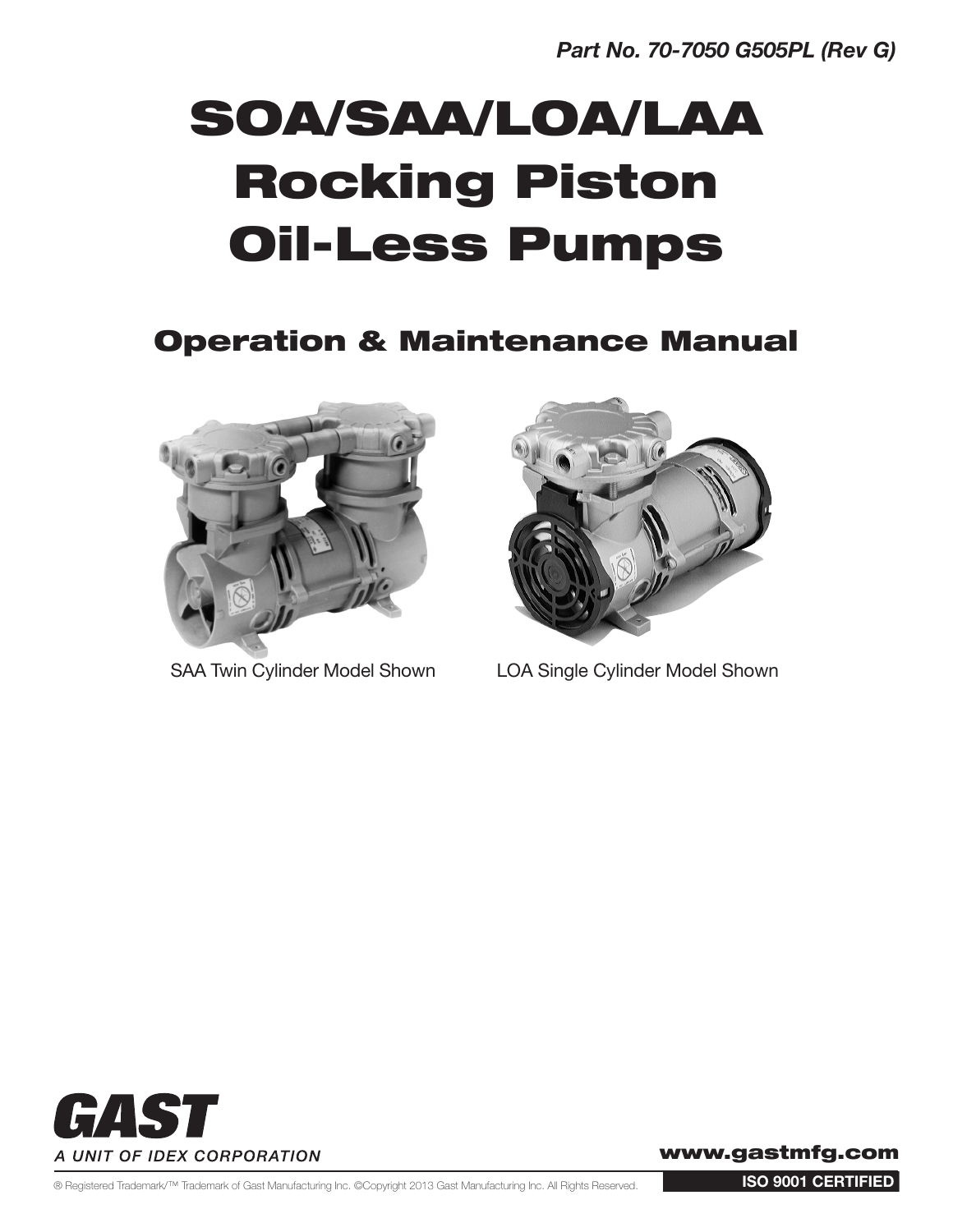*Part No. 70-7050 G505PL (Rev G)*

# SOA/SAA/LOA/LAA Rocking Piston Oil-Less Pumps

## Operation & Maintenance Manual

SAA Twin Cylinder Model Shown

LOA Single Cylinder Model Shown

**GAST**

*A UNIT OF IDEX CORPORATION*

**www.gastmfg.com**

® Registered Trademark/™ Trademark of Gast Manufacturing Inc. ©Copyright 2013 Gast Manufacturing Inc. All Rights Reserved.

**ISO 9001 CERTIFIED**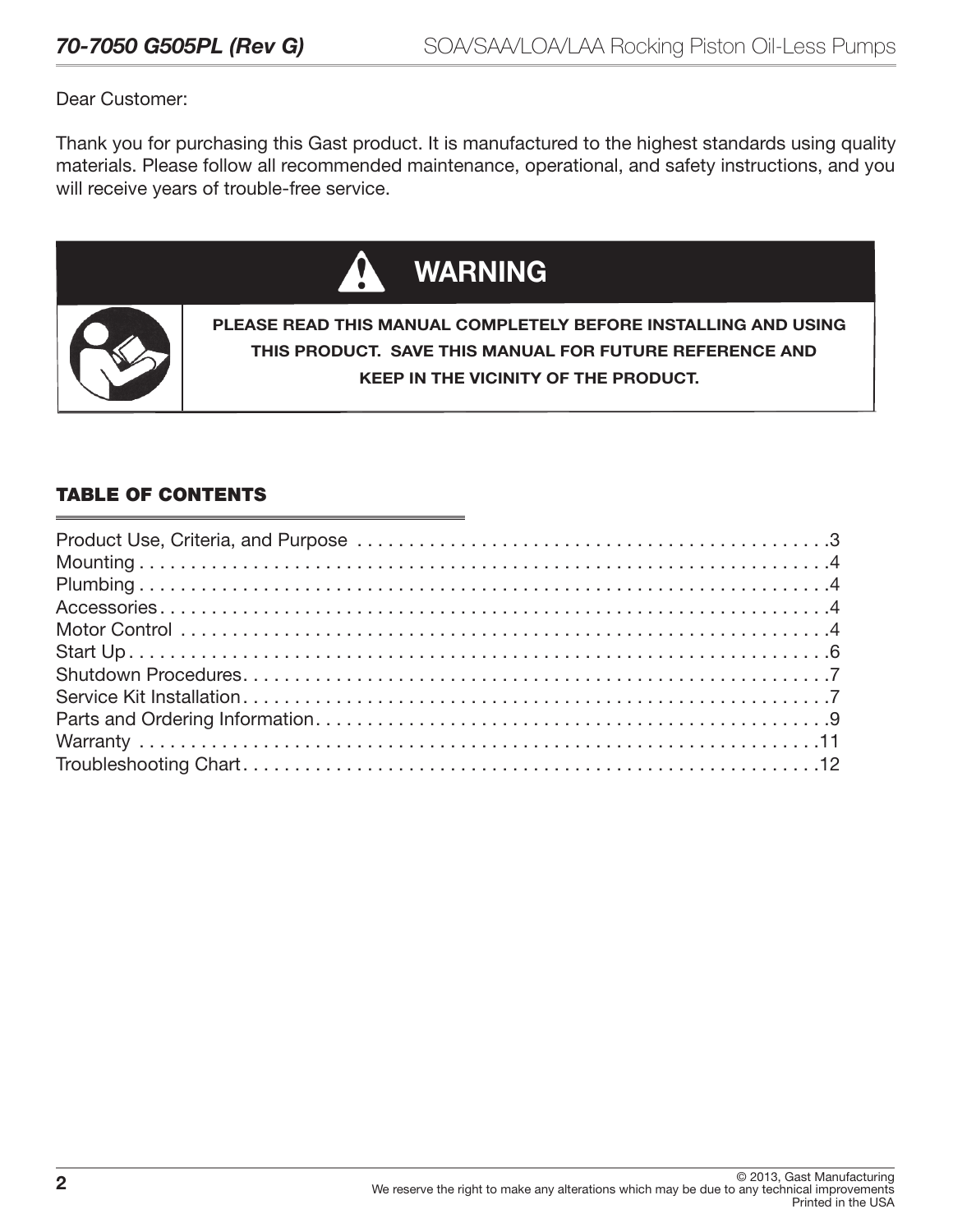Dear Customer:

Thank you for purchasing this Gast product. It is manufactured to the highest standards using quality materials. Please follow all recommended maintenance, operational, and safety instructions, and you will receive years of trouble-free service.

## WARNING

**PLEASE READ THIS MANUAL COMPLETELY BEFORE INSTALLING AND USING THIS PRODUCT. SAVE THIS MANUAL FOR FUTURE REFERENCE AND KEEP IN THE VICINITY OF THE PRODUCT.**

## TABLE OF CONTENTS

Product Use, Criteria, and Purpose . . . . . . . . . . . . . . . . . . . . . . . . . . . . . . . . . . . . . . . . . . . . . . 3
Mounting . . . . . . . . . . . . . . . . . . . . . . . . . . . . . . . . . . . . . . . . . . . . . . . . . . . . . . . . . . . . . . . 4
Plumbing . . . . . . . . . . . . . . . . . . . . . . . . . . . . . . . . . . . . . . . . . . . . . . . . . . . . . . . . . . . . . . . 4
Accessories . . . . . . . . . . . . . . . . . . . . . . . . . . . . . . . . . . . . . . . . . . . . . . . . . . . . . . . . . . . . . 4
Motor Control . . . . . . . . . . . . . . . . . . . . . . . . . . . . . . . . . . . . . . . . . . . . . . . . . . . . . . . . . . . . 4
Start Up . . . . . . . . . . . . . . . . . . . . . . . . . . . . . . . . . . . . . . . . . . . . . . . . . . . . . . . . . . . . . . . . 6
Shutdown Procedures . . . . . . . . . . . . . . . . . . . . . . . . . . . . . . . . . . . . . . . . . . . . . . . . . . . . . . 7
Service Kit Installation . . . . . . . . . . . . . . . . . . . . . . . . . . . . . . . . . . . . . . . . . . . . . . . . . . . . . . 7
Parts and Ordering Information . . . . . . . . . . . . . . . . . . . . . . . . . . . . . . . . . . . . . . . . . . . . . . . . 9
Warranty . . . . . . . . . . . . . . . . . . . . . . . . . . . . . . . . . . . . . . . . . . . . . . . . . . . . . . . . . . . . . . . 11
Troubleshooting Chart . . . . . . . . . . . . . . . . . . . . . . . . . . . . . . . . . . . . . . . . . . . . . . . . . . . . . 12

© 2013, Gast Manufacturing
We reserve the right to make any alterations which may be due to any technical improvements
Printed in the USA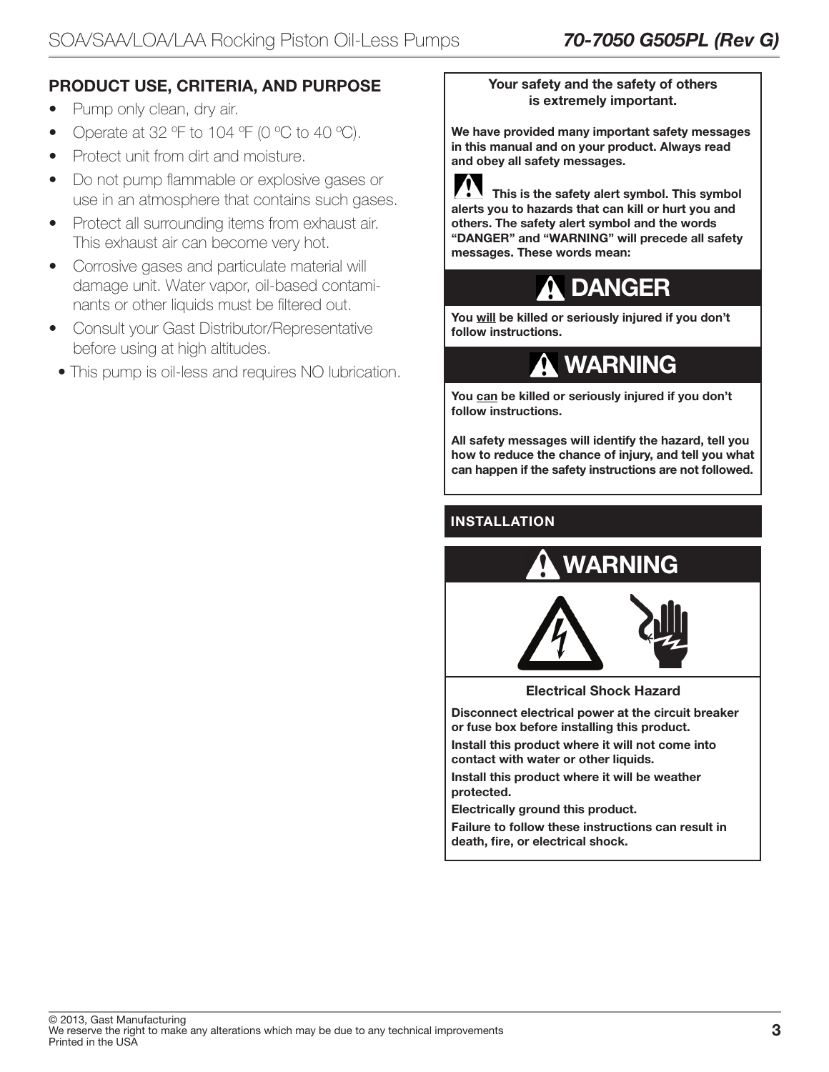## PRODUCT USE, CRITERIA, AND PURPOSE

- Pump only clean, dry air.
- Operate at 32 ºF to 104 ºF (0 ºC to 40 ºC).
- Protect unit from dirt and moisture.
- Do not pump flammable or explosive gases or use in an atmosphere that contains such gases.
- Protect all surrounding items from exhaust air. This exhaust air can become very hot.
- Corrosive gases and particulate material will damage unit. Water vapor, oil-based contaminants or other liquids must be filtered out.
- Consult your Gast Distributor/Representative before using at high altitudes.
- This pump is oil-less and requires NO lubrication.

**Your safety and the safety of others is extremely important.**

**We have provided many important safety messages in this manual and on your product. Always read and obey all safety messages.**

**This is the safety alert symbol. This symbol alerts you to hazards that can kill or hurt you and others. The safety alert symbol and the words "DANGER" and "WARNING" will precede all safety messages. These words mean:**

### DANGER

**You will be killed or seriously injured if you don't follow instructions.**

### WARNING

**You can be killed or seriously injured if you don't follow instructions.**

**All safety messages will identify the hazard, tell you how to reduce the chance of injury, and tell you what can happen if the safety instructions are not followed.**

## INSTALLATION

### WARNING

**Electrical Shock Hazard**

**Disconnect electrical power at the circuit breaker or fuse box before installing this product.**

**Install this product where it will not come into contact with water or other liquids.**

**Install this product where it will be weather protected.**

**Electrically ground this product.**

**Failure to follow these instructions can result in death, fire, or electrical shock.**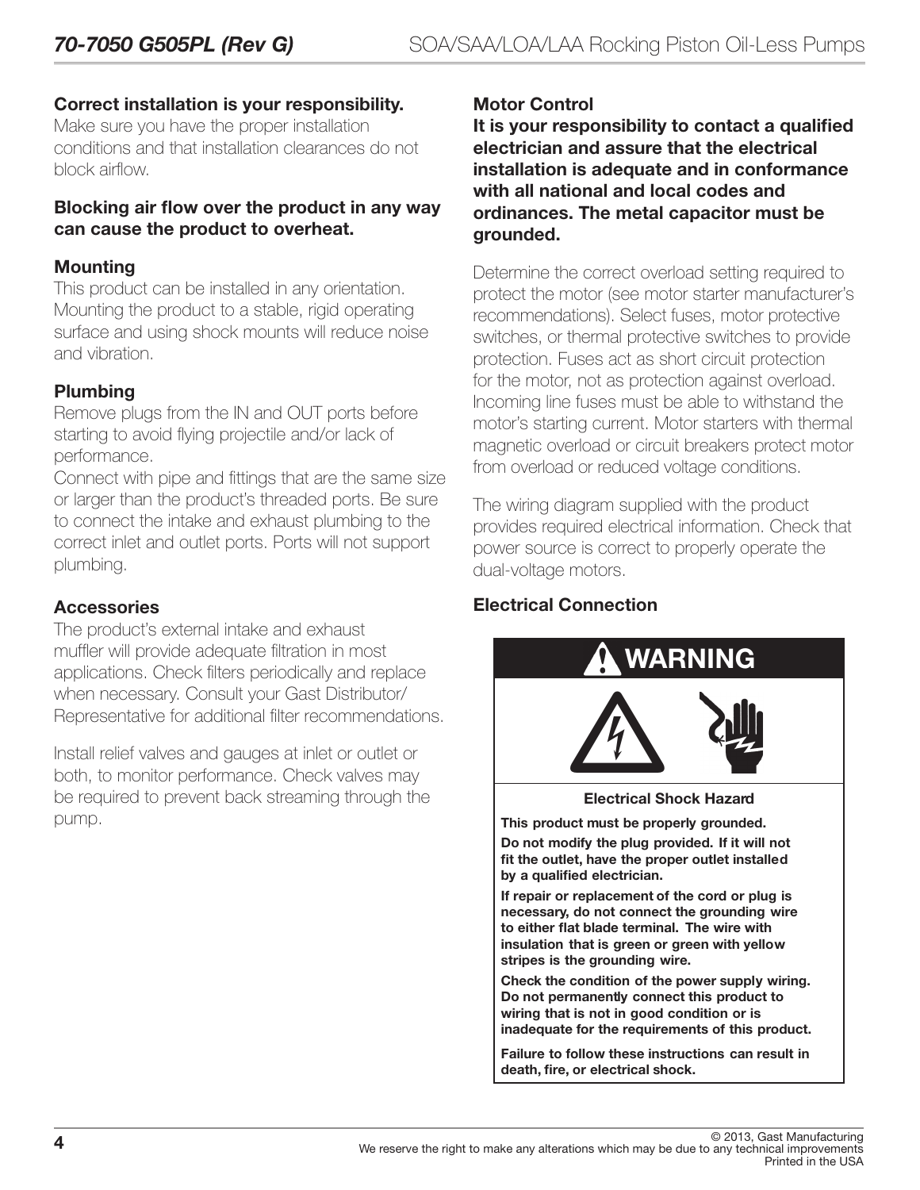**Correct installation is your responsibility.**
Make sure you have the proper installation conditions and that installation clearances do not block airflow.

**Blocking air flow over the product in any way can cause the product to overheat.**

### Mounting

This product can be installed in any orientation. Mounting the product to a stable, rigid operating surface and using shock mounts will reduce noise and vibration.

### Plumbing

Remove plugs from the IN and OUT ports before starting to avoid flying projectile and/or lack of performance.
Connect with pipe and fittings that are the same size or larger than the product's threaded ports. Be sure to connect the intake and exhaust plumbing to the correct inlet and outlet ports. Ports will not support plumbing.

### Accessories

The product's external intake and exhaust muffler will provide adequate filtration in most applications. Check filters periodically and replace when necessary. Consult your Gast Distributor/ Representative for additional filter recommendations.

Install relief valves and gauges at inlet or outlet or both, to monitor performance. Check valves may be required to prevent back streaming through the pump.

### Motor Control

**It is your responsibility to contact a qualified electrician and assure that the electrical installation is adequate and in conformance with all national and local codes and ordinances. The metal capacitor must be grounded.**

Determine the correct overload setting required to protect the motor (see motor starter manufacturer's recommendations). Select fuses, motor protective switches, or thermal protective switches to provide protection. Fuses act as short circuit protection for the motor, not as protection against overload. Incoming line fuses must be able to withstand the motor's starting current. Motor starters with thermal magnetic overload or circuit breakers protect motor from overload or reduced voltage conditions.

The wiring diagram supplied with the product provides required electrical information. Check that power source is correct to properly operate the dual-voltage motors.

### Electrical Connection

**⚠ WARNING**

**Electrical Shock Hazard**

**This product must be properly grounded.**

**Do not modify the plug provided. If it will not fit the outlet, have the proper outlet installed by a qualified electrician.**

**If repair or replacement of the cord or plug is necessary, do not connect the grounding wire to either flat blade terminal. The wire with insulation that is green or green with yellow stripes is the grounding wire.**

**Check the condition of the power supply wiring. Do not permanently connect this product to wiring that is not in good condition or is inadequate for the requirements of this product.**

**Failure to follow these instructions can result in death, fire, or electrical shock.**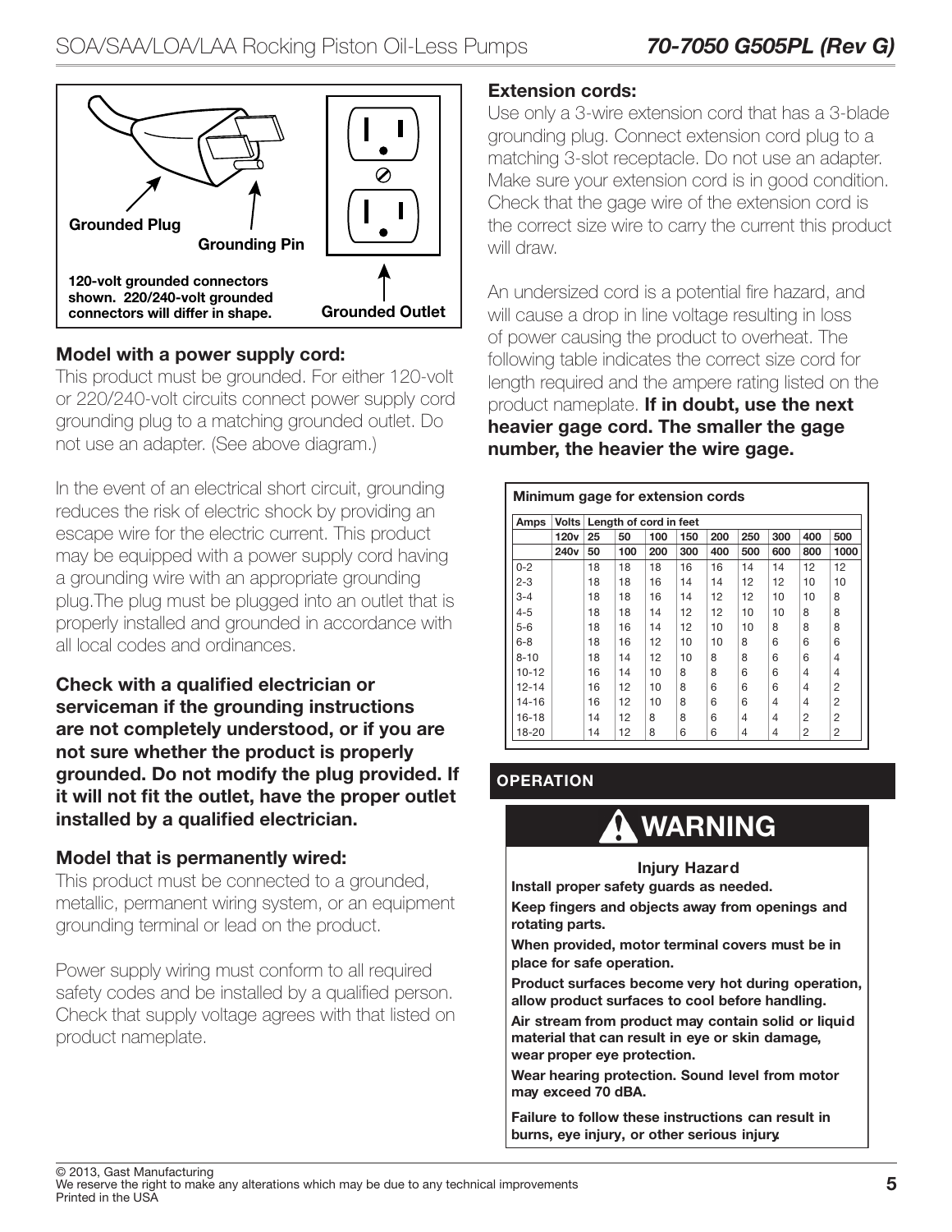Grounded Plug

Grounding Pin

120-volt grounded connectors shown. 220/240-volt grounded connectors will differ in shape.

Grounded Outlet

### Model with a power supply cord:

This product must be grounded. For either 120-volt or 220/240-volt circuits connect power supply cord grounding plug to a matching grounded outlet. Do not use an adapter. (See above diagram.)

In the event of an electrical short circuit, grounding reduces the risk of electric shock by providing an escape wire for the electric current. This product may be equipped with a power supply cord having a grounding wire with an appropriate grounding plug.The plug must be plugged into an outlet that is properly installed and grounded in accordance with all local codes and ordinances.

**Check with a qualified electrician or serviceman if the grounding instructions are not completely understood, or if you are not sure whether the product is properly grounded. Do not modify the plug provided. If it will not fit the outlet, have the proper outlet installed by a qualified electrician.**

### Model that is permanently wired:

This product must be connected to a grounded, metallic, permanent wiring system, or an equipment grounding terminal or lead on the product.

Power supply wiring must conform to all required safety codes and be installed by a qualified person. Check that supply voltage agrees with that listed on product nameplate.

### Extension cords:

Use only a 3-wire extension cord that has a 3-blade grounding plug. Connect extension cord plug to a matching 3-slot receptacle. Do not use an adapter. Make sure your extension cord is in good condition. Check that the gage wire of the extension cord is the correct size wire to carry the current this product will draw.

An undersized cord is a potential fire hazard, and will cause a drop in line voltage resulting in loss of power causing the product to overheat. The following table indicates the correct size cord for length required and the ampere rating listed on the product nameplate. **If in doubt, use the next heavier gage cord. The smaller the gage number, the heavier the wire gage.**

**Minimum gage for extension cords**

| Amps | Volts | Length of cord in feet | | | | | | | | |
|---|---|---|---|---|---|---|---|---|---|---|
| | 120v | 25 | 50 | 100 | 150 | 200 | 250 | 300 | 400 | 500 |
| | 240v | 50 | 100 | 200 | 300 | 400 | 500 | 600 | 800 | 1000 |
| 0-2 | | 18 | 18 | 18 | 16 | 16 | 14 | 14 | 12 | 12 |
| 2-3 | | 18 | 18 | 16 | 14 | 14 | 12 | 12 | 10 | 10 |
| 3-4 | | 18 | 18 | 16 | 14 | 12 | 12 | 10 | 10 | 8 |
| 4-5 | | 18 | 18 | 14 | 12 | 12 | 10 | 10 | 8 | 8 |
| 5-6 | | 18 | 16 | 14 | 12 | 10 | 10 | 8 | 8 | 8 |
| 6-8 | | 18 | 16 | 12 | 10 | 10 | 8 | 6 | 6 | 6 |
| 8-10 | | 18 | 14 | 12 | 10 | 8 | 8 | 6 | 6 | 4 |
| 10-12 | | 16 | 14 | 10 | 8 | 8 | 6 | 6 | 4 | 4 |
| 12-14 | | 16 | 12 | 10 | 8 | 6 | 6 | 6 | 4 | 2 |
| 14-16 | | 16 | 12 | 10 | 8 | 6 | 6 | 4 | 4 | 2 |
| 16-18 | | 14 | 12 | 8 | 8 | 6 | 4 | 4 | 2 | 2 |
| 18-20 | | 14 | 12 | 8 | 6 | 6 | 4 | 4 | 2 | 2 |

## OPERATION

### ⚠ WARNING

**Injury Hazard**

**Install proper safety guards as needed.**

**Keep fingers and objects away from openings and rotating parts.**

**When provided, motor terminal covers must be in place for safe operation.**

**Product surfaces become very hot during operation, allow product surfaces to cool before handling.**

**Air stream from product may contain solid or liquid material that can result in eye or skin damage, wear proper eye protection.**

**Wear hearing protection. Sound level from motor may exceed 70 dBA.**

**Failure to follow these instructions can result in burns, eye injury, or other serious injury.**

© 2013, Gast Manufacturing
We reserve the right to make any alterations which may be due to any technical improvements
Printed in the USA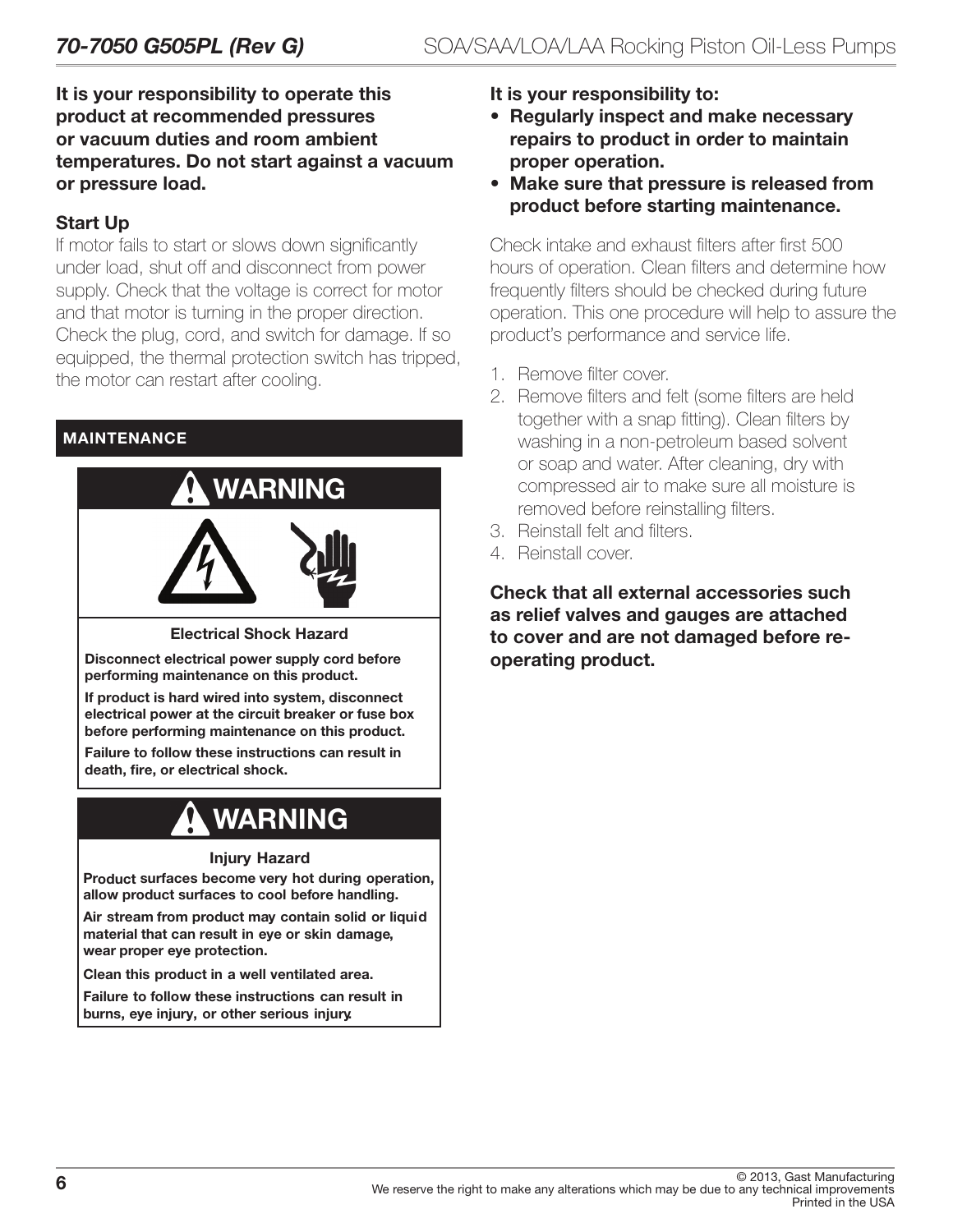**It is your responsibility to operate this product at recommended pressures or vacuum duties and room ambient temperatures. Do not start against a vacuum or pressure load.**

### Start Up

If motor fails to start or slows down significantly under load, shut off and disconnect from power supply. Check that the voltage is correct for motor and that motor is turning in the proper direction. Check the plug, cord, and switch for damage. If so equipped, the thermal protection switch has tripped, the motor can restart after cooling.

## MAINTENANCE

### ⚠ WARNING

**Electrical Shock Hazard**

**Disconnect electrical power supply cord before performing maintenance on this product.**

**If product is hard wired into system, disconnect electrical power at the circuit breaker or fuse box before performing maintenance on this product.**

**Failure to follow these instructions can result in death, fire, or electrical shock.**

### ⚠ WARNING

**Injury Hazard**

**Product surfaces become very hot during operation, allow product surfaces to cool before handling.**

**Air stream from product may contain solid or liquid material that can result in eye or skin damage, wear proper eye protection.**

**Clean this product in a well ventilated area.**

**Failure to follow these instructions can result in burns, eye injury, or other serious injury.**

**It is your responsibility to:**

- **Regularly inspect and make necessary repairs to product in order to maintain proper operation.**
- **Make sure that pressure is released from product before starting maintenance.**

Check intake and exhaust filters after first 500 hours of operation. Clean filters and determine how frequently filters should be checked during future operation. This one procedure will help to assure the product's performance and service life.

1. Remove filter cover.
2. Remove filters and felt (some filters are held together with a snap fitting). Clean filters by washing in a non-petroleum based solvent or soap and water. After cleaning, dry with compressed air to make sure all moisture is removed before reinstalling filters.
3. Reinstall felt and filters.
4. Reinstall cover.

**Check that all external accessories such as relief valves and gauges are attached to cover and are not damaged before re-operating product.**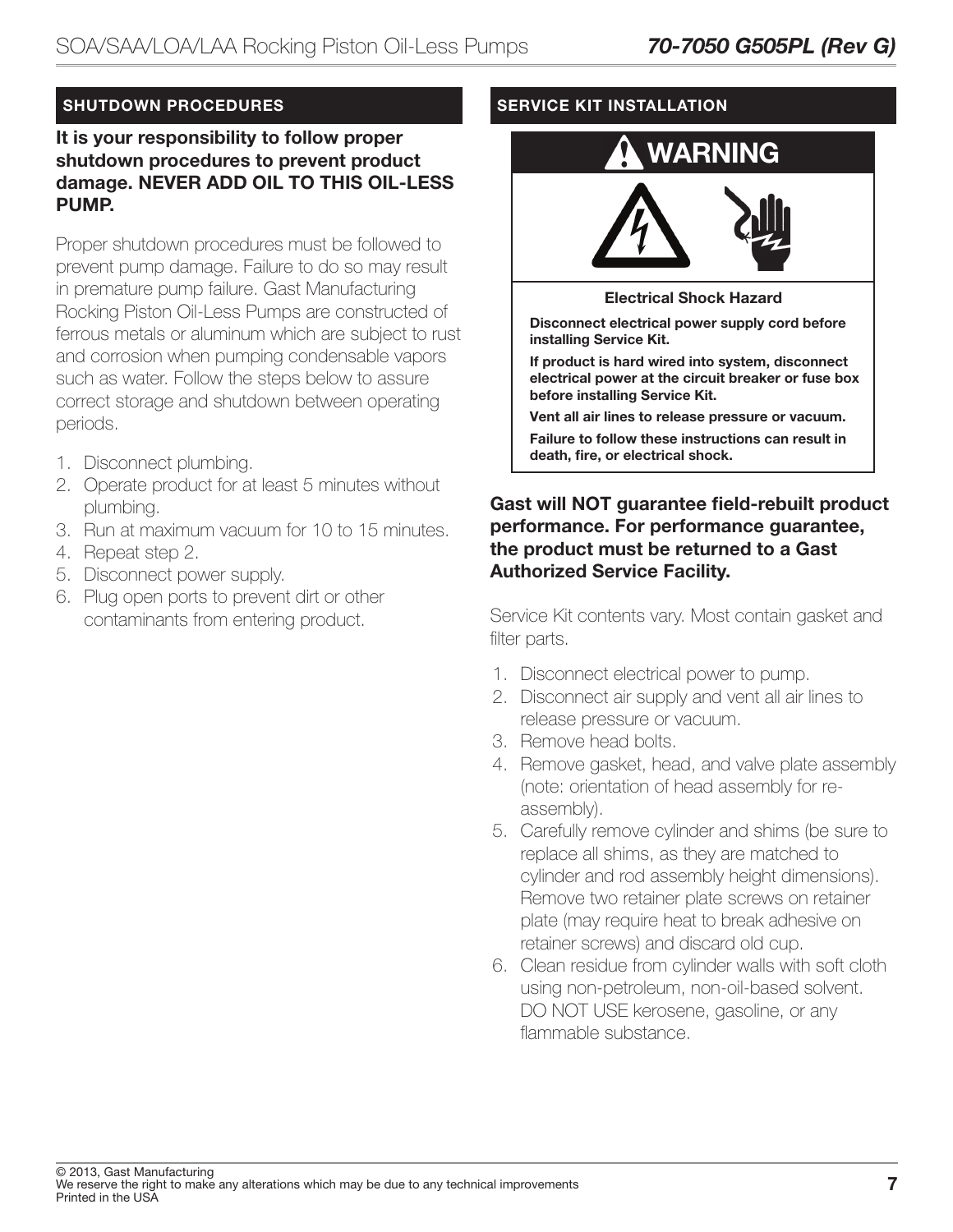## SHUTDOWN PROCEDURES

**It is your responsibility to follow proper shutdown procedures to prevent product damage. NEVER ADD OIL TO THIS OIL-LESS PUMP.**

Proper shutdown procedures must be followed to prevent pump damage. Failure to do so may result in premature pump failure. Gast Manufacturing Rocking Piston Oil-Less Pumps are constructed of ferrous metals or aluminum which are subject to rust and corrosion when pumping condensable vapors such as water. Follow the steps below to assure correct storage and shutdown between operating periods.

1. Disconnect plumbing.
2. Operate product for at least 5 minutes without plumbing.
3. Run at maximum vacuum for 10 to 15 minutes.
4. Repeat step 2.
5. Disconnect power supply.
6. Plug open ports to prevent dirt or other contaminants from entering product.

## SERVICE KIT INSTALLATION

**⚠ WARNING**

**Electrical Shock Hazard**

**Disconnect electrical power supply cord before installing Service Kit.**

**If product is hard wired into system, disconnect electrical power at the circuit breaker or fuse box before installing Service Kit.**

**Vent all air lines to release pressure or vacuum.**

**Failure to follow these instructions can result in death, fire, or electrical shock.**

**Gast will NOT guarantee field-rebuilt product performance. For performance guarantee, the product must be returned to a Gast Authorized Service Facility.**

Service Kit contents vary. Most contain gasket and filter parts.

1. Disconnect electrical power to pump.
2. Disconnect air supply and vent all air lines to release pressure or vacuum.
3. Remove head bolts.
4. Remove gasket, head, and valve plate assembly (note: orientation of head assembly for re-assembly).
5. Carefully remove cylinder and shims (be sure to replace all shims, as they are matched to cylinder and rod assembly height dimensions). Remove two retainer plate screws on retainer plate (may require heat to break adhesive on retainer screws) and discard old cup.
6. Clean residue from cylinder walls with soft cloth using non-petroleum, non-oil-based solvent. DO NOT USE kerosene, gasoline, or any flammable substance.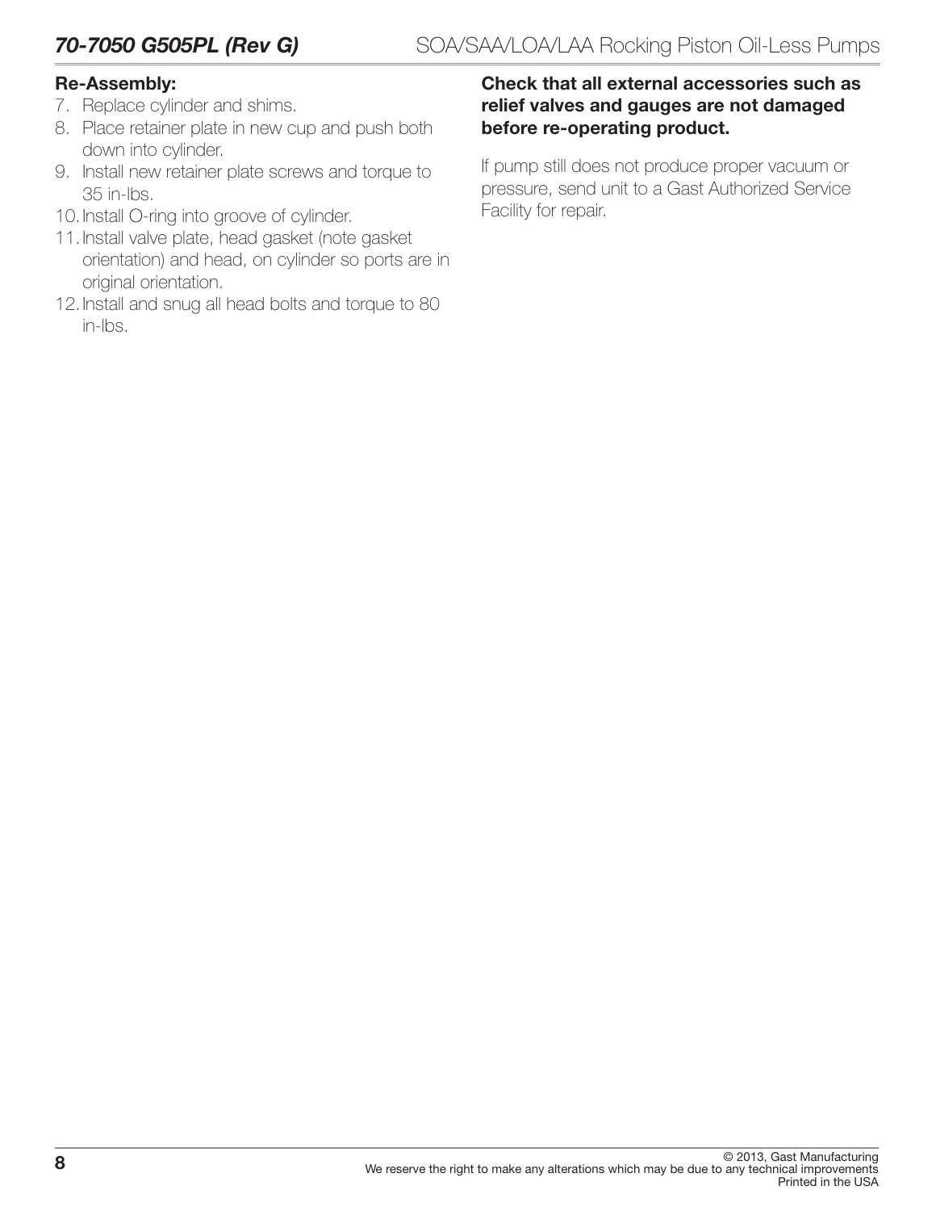**Re-Assembly:**

7. Replace cylinder and shims.
8. Place retainer plate in new cup and push both down into cylinder.
9. Install new retainer plate screws and torque to 35 in-lbs.
10. Install O-ring into groove of cylinder.
11. Install valve plate, head gasket (note gasket orientation) and head, on cylinder so ports are in original orientation.
12. Install and snug all head bolts and torque to 80 in-lbs.

**Check that all external accessories such as relief valves and gauges are not damaged before re-operating product.**

If pump still does not produce proper vacuum or pressure, send unit to a Gast Authorized Service Facility for repair.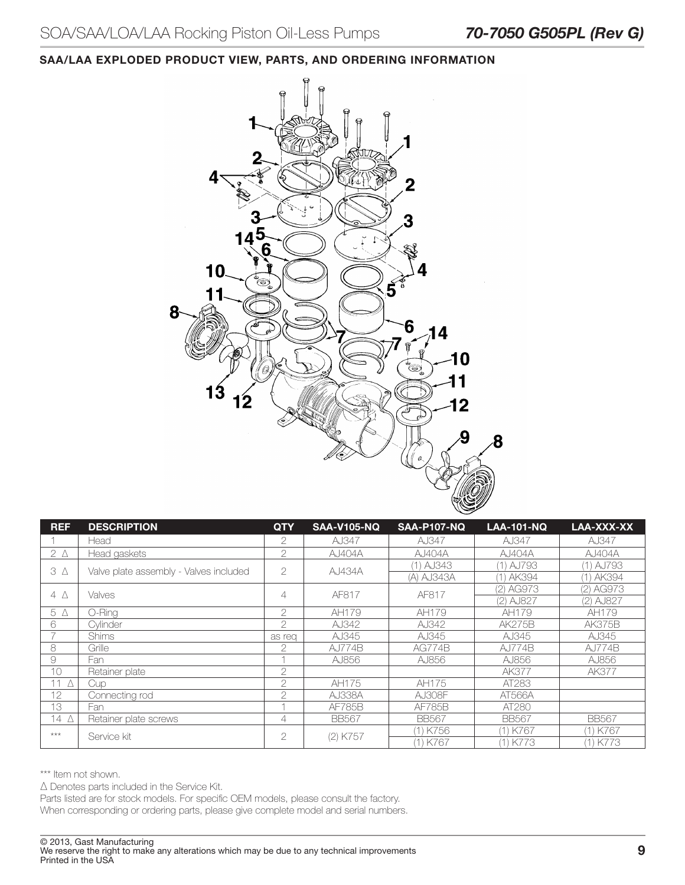## SAA/LAA EXPLODED PRODUCT VIEW, PARTS, AND ORDERING INFORMATION

| REF | DESCRIPTION | QTY | SAA-V105-NQ | SAA-P107-NQ | LAA-101-NQ | LAA-XXX-XX |
|---|---|---|---|---|---|---|
| 1 | Head | 2 | AJ347 | AJ347 | AJ347 | AJ347 |
| 2 Δ | Head gaskets | 2 | AJ404A | AJ404A | AJ404A | AJ404A |
| 3 Δ | Valve plate assembly - Valves included | 2 | AJ434A | (1) AJ343<br>(A) AJ343A | (1) AJ793<br>(1) AK394 | (1) AJ793<br>(1) AK394 |
| 4 Δ | Valves | 4 | AF817 | AF817 | (2) AG973<br>(2) AJ827 | (2) AG973<br>(2) AJ827 |
| 5 Δ | O-Ring | 2 | AH179 | AH179 | AH179 | AH179 |
| 6 | Cylinder | 2 | AJ342 | AJ342 | AK275B | AK375B |
| 7 | Shims | as req | AJ345 | AJ345 | AJ345 | AJ345 |
| 8 | Grille | 2 | AJ774B | AG774B | AJ774B | AJ774B |
| 9 | Fan | 1 | AJ856 | AJ856 | AJ856 | AJ856 |
| 10 | Retainer plate | 2 | | | AK377 | AK377 |
| 11 Δ | Cup | 2 | AH175 | AH175 | AT283 | |
| 12 | Connecting rod | 2 | AJ338A | AJ308F | AT566A | |
| 13 | Fan | 1 | AF785B | AF785B | AT280 | |
| 14 Δ | Retainer plate screws | 4 | BB567 | BB567 | BB567 | BB567 |
| *** | Service kit | 2 | (2) K757 | (1) K756<br>(1) K767 | (1) K767<br>(1) K773 | (1) K767<br>(1) K773 |

*** Item not shown.

Δ Denotes parts included in the Service Kit.

Parts listed are for stock models. For specific OEM models, please consult the factory.

When corresponding or ordering parts, please give complete model and serial numbers.

© 2013, Gast Manufacturing
We reserve the right to make any alterations which may be due to any technical improvements
Printed in the USA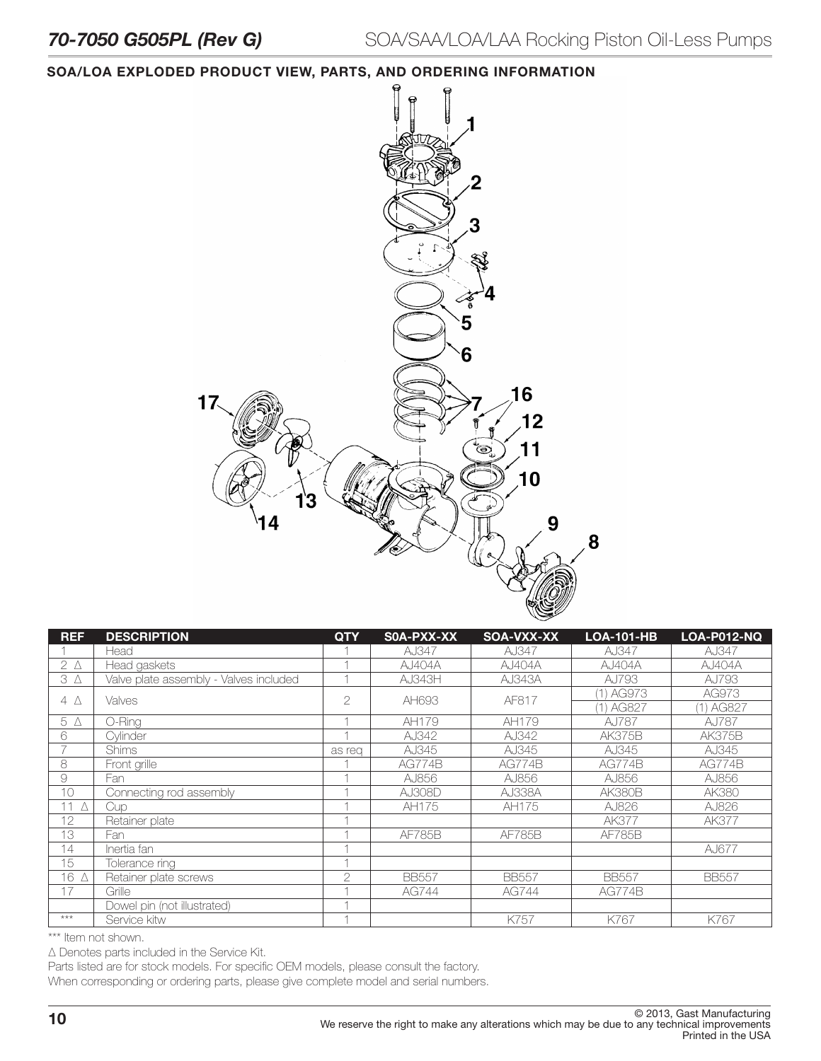## SOA/LOA EXPLODED PRODUCT VIEW, PARTS, AND ORDERING INFORMATION

1
2
3
4
5
6
7
16
12
11
10
9
8
17
13
14

| REF | DESCRIPTION | QTY | S0A-PXX-XX | SOA-VXX-XX | LOA-101-HB | LOA-P012-NQ |
|---|---|---|---|---|---|---|
| 1 | Head | 1 | AJ347 | AJ347 | AJ347 | AJ347 |
| 2 Δ | Head gaskets | 1 | AJ404A | AJ404A | AJ404A | AJ404A |
| 3 Δ | Valve plate assembly - Valves included | 1 | AJ343H | AJ343A | AJ793 | AJ793 |
| 4 Δ | Valves | 2 | AH693 | AF817 | (1) AG973 | AG973 |
| | | | | | (1) AG827 | (1) AG827 |
| 5 Δ | O-Ring | 1 | AH179 | AH179 | AJ787 | AJ787 |
| 6 | Cylinder | 1 | AJ342 | AJ342 | AK375B | AK375B |
| 7 | Shims | as req | AJ345 | AJ345 | AJ345 | AJ345 |
| 8 | Front grille | 1 | AG774B | AG774B | AG774B | AG774B |
| 9 | Fan | 1 | AJ856 | AJ856 | AJ856 | AJ856 |
| 10 | Connecting rod assembly | 1 | AJ308D | AJ338A | AK380B | AK380 |
| 11 Δ | Cup | 1 | AH175 | AH175 | AJ826 | AJ826 |
| 12 | Retainer plate | 1 | | | AK377 | AK377 |
| 13 | Fan | 1 | AF785B | AF785B | AF785B | |
| 14 | Inertia fan | 1 | | | | AJ677 |
| 15 | Tolerance ring | 1 | | | | |
| 16 Δ | Retainer plate screws | 2 | BB557 | BB557 | BB557 | BB557 |
| 17 | Grille | 1 | AG744 | AG744 | AG774B | |
| | Dowel pin (not illustrated) | 1 | | | | |
| *** | Service kitw | 1 | | K757 | K767 | K767 |

*** Item not shown.

Δ Denotes parts included in the Service Kit.

Parts listed are for stock models. For specific OEM models, please consult the factory.

When corresponding or ordering parts, please give complete model and serial numbers.

© 2013, Gast Manufacturing
We reserve the right to make any alterations which may be due to any technical improvements
Printed in the USA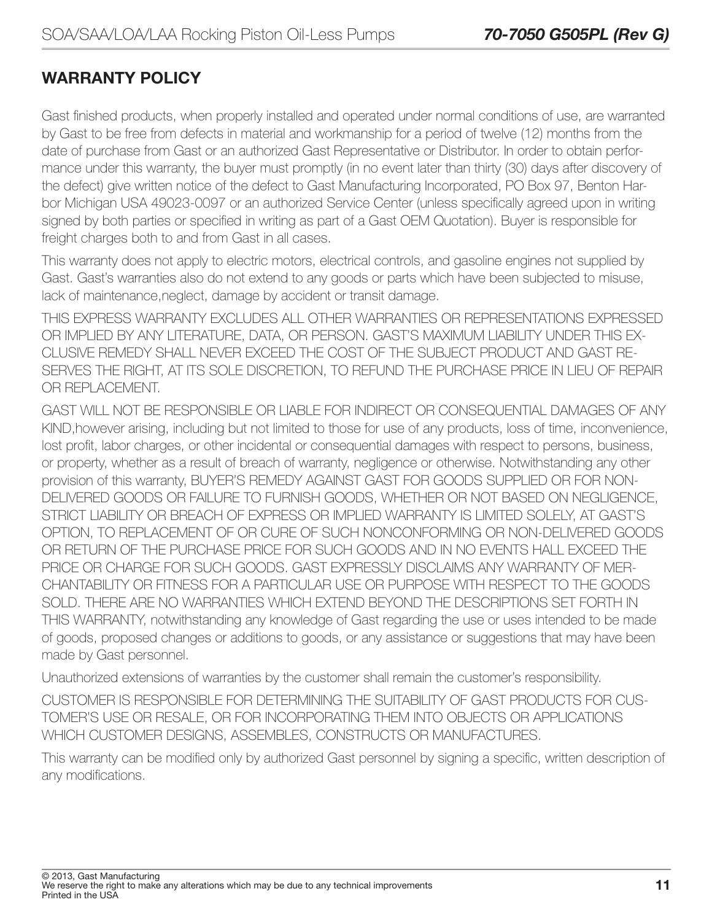## WARRANTY POLICY

Gast finished products, when properly installed and operated under normal conditions of use, are warranted by Gast to be free from defects in material and workmanship for a period of twelve (12) months from the date of purchase from Gast or an authorized Gast Representative or Distributor. In order to obtain performance under this warranty, the buyer must promptly (in no event later than thirty (30) days after discovery of the defect) give written notice of the defect to Gast Manufacturing Incorporated, PO Box 97, Benton Harbor Michigan USA 49023-0097 or an authorized Service Center (unless specifically agreed upon in writing signed by both parties or specified in writing as part of a Gast OEM Quotation). Buyer is responsible for freight charges both to and from Gast in all cases.

This warranty does not apply to electric motors, electrical controls, and gasoline engines not supplied by Gast. Gast's warranties also do not extend to any goods or parts which have been subjected to misuse, lack of maintenance,neglect, damage by accident or transit damage.

THIS EXPRESS WARRANTY EXCLUDES ALL OTHER WARRANTIES OR REPRESENTATIONS EXPRESSED OR IMPLIED BY ANY LITERATURE, DATA, OR PERSON. GAST'S MAXIMUM LIABILITY UNDER THIS EXCLUSIVE REMEDY SHALL NEVER EXCEED THE COST OF THE SUBJECT PRODUCT AND GAST RESERVES THE RIGHT, AT ITS SOLE DISCRETION, TO REFUND THE PURCHASE PRICE IN LIEU OF REPAIR OR REPLACEMENT.

GAST WILL NOT BE RESPONSIBLE OR LIABLE FOR INDIRECT OR CONSEQUENTIAL DAMAGES OF ANY KIND,however arising, including but not limited to those for use of any products, loss of time, inconvenience, lost profit, labor charges, or other incidental or consequential damages with respect to persons, business, or property, whether as a result of breach of warranty, negligence or otherwise. Notwithstanding any other provision of this warranty, BUYER'S REMEDY AGAINST GAST FOR GOODS SUPPLIED OR FOR NON-DELIVERED GOODS OR FAILURE TO FURNISH GOODS, WHETHER OR NOT BASED ON NEGLIGENCE, STRICT LIABILITY OR BREACH OF EXPRESS OR IMPLIED WARRANTY IS LIMITED SOLELY, AT GAST'S OPTION, TO REPLACEMENT OF OR CURE OF SUCH NONCONFORMING OR NON-DELIVERED GOODS OR RETURN OF THE PURCHASE PRICE FOR SUCH GOODS AND IN NO EVENTS HALL EXCEED THE PRICE OR CHARGE FOR SUCH GOODS. GAST EXPRESSLY DISCLAIMS ANY WARRANTY OF MERCHANTABILITY OR FITNESS FOR A PARTICULAR USE OR PURPOSE WITH RESPECT TO THE GOODS SOLD. THERE ARE NO WARRANTIES WHICH EXTEND BEYOND THE DESCRIPTIONS SET FORTH IN THIS WARRANTY, notwithstanding any knowledge of Gast regarding the use or uses intended to be made of goods, proposed changes or additions to goods, or any assistance or suggestions that may have been made by Gast personnel.

Unauthorized extensions of warranties by the customer shall remain the customer's responsibility.

CUSTOMER IS RESPONSIBLE FOR DETERMINING THE SUITABILITY OF GAST PRODUCTS FOR CUSTOMER'S USE OR RESALE, OR FOR INCORPORATING THEM INTO OBJECTS OR APPLICATIONS WHICH CUSTOMER DESIGNS, ASSEMBLES, CONSTRUCTS OR MANUFACTURES.

This warranty can be modified only by authorized Gast personnel by signing a specific, written description of any modifications.

© 2013, Gast Manufacturing
We reserve the right to make any alterations which may be due to any technical improvements
Printed in the USA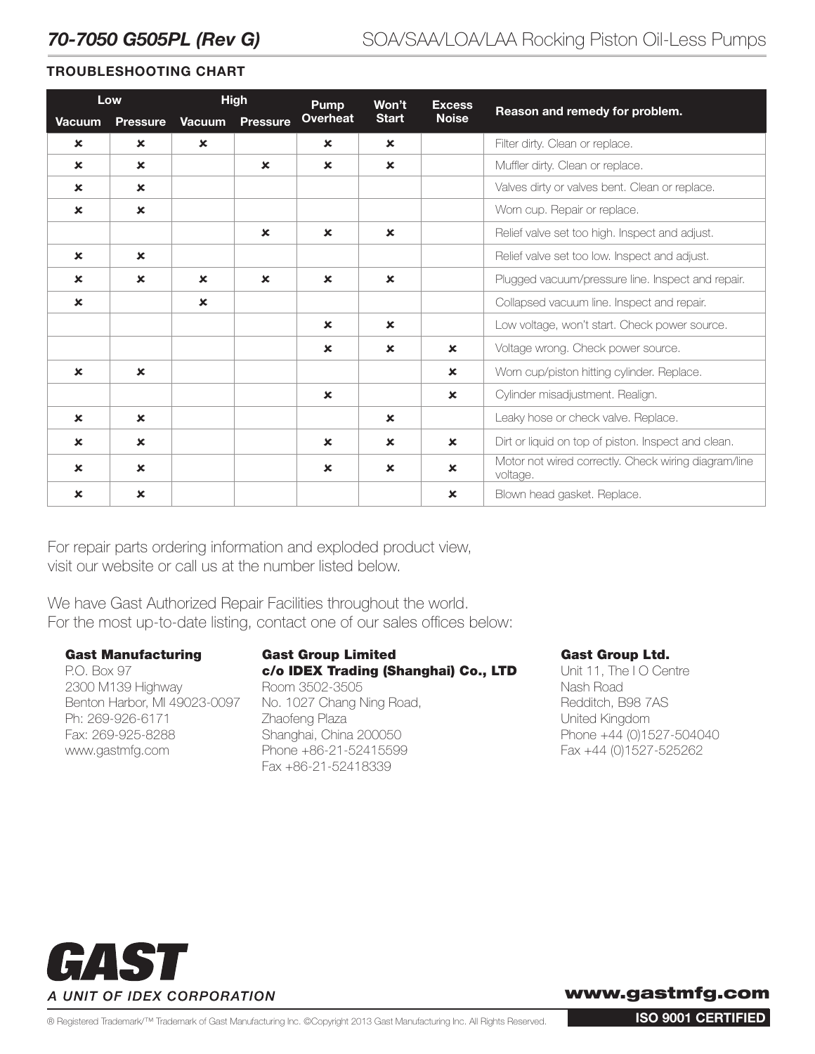### TROUBLESHOOTING CHART

| Low | | High | | Pump Overheat | Won't Start | Excess Noise | Reason and remedy for problem. |
|---|---|---|---|---|---|---|---|
| Vacuum | Pressure | Vacuum | Pressure | | | | |
| × | × | × | | × | × | | Filter dirty. Clean or replace. |
| × | × | | × | × | × | | Muffler dirty. Clean or replace. |
| × | × | | | | | | Valves dirty or valves bent. Clean or replace. |
| × | × | | | | | | Worn cup. Repair or replace. |
| | | | × | × | × | | Relief valve set too high. Inspect and adjust. |
| × | × | | | | | | Relief valve set too low. Inspect and adjust. |
| × | × | × | × | × | × | | Plugged vacuum/pressure line. Inspect and repair. |
| × | | × | | | | | Collapsed vacuum line. Inspect and repair. |
| | | | | × | × | | Low voltage, won't start. Check power source. |
| | | | | × | × | × | Voltage wrong. Check power source. |
| × | × | | | | | × | Worn cup/piston hitting cylinder. Replace. |
| | | | | × | | × | Cylinder misadjustment. Realign. |
| × | × | | | | × | | Leaky hose or check valve. Replace. |
| × | × | | | × | × | × | Dirt or liquid on top of piston. Inspect and clean. |
| × | × | | | × | × | × | Motor not wired correctly. Check wiring diagram/line voltage. |
| × | × | | | | | × | Blown head gasket. Replace. |

For repair parts ordering information and exploded product view, visit our website or call us at the number listed below.

We have Gast Authorized Repair Facilities throughout the world. For the most up-to-date listing, contact one of our sales offices below:

**Gast Manufacturing**
P.O. Box 97
2300 M139 Highway
Benton Harbor, MI 49023-0097
Ph: 269-926-6171
Fax: 269-925-8288
www.gastmfg.com

**Gast Group Limited**
**c/o IDEX Trading (Shanghai) Co., LTD**
Room 3502-3505
No. 1027 Chang Ning Road,
Zhaofeng Plaza
Shanghai, China 200050
Phone +86-21-52415599
Fax +86-21-52418339

**Gast Group Ltd.**
Unit 11, The I O Centre
Nash Road
Redditch, B98 7AS
United Kingdom
Phone +44 (0)1527-504040
Fax +44 (0)1527-525262

GAST
*A UNIT OF IDEX CORPORATION*

**www.gastmfg.com**

® Registered Trademark/™ Trademark of Gast Manufacturing Inc. ©Copyright 2013 Gast Manufacturing Inc. All Rights Reserved.

**ISO 9001 CERTIFIED**